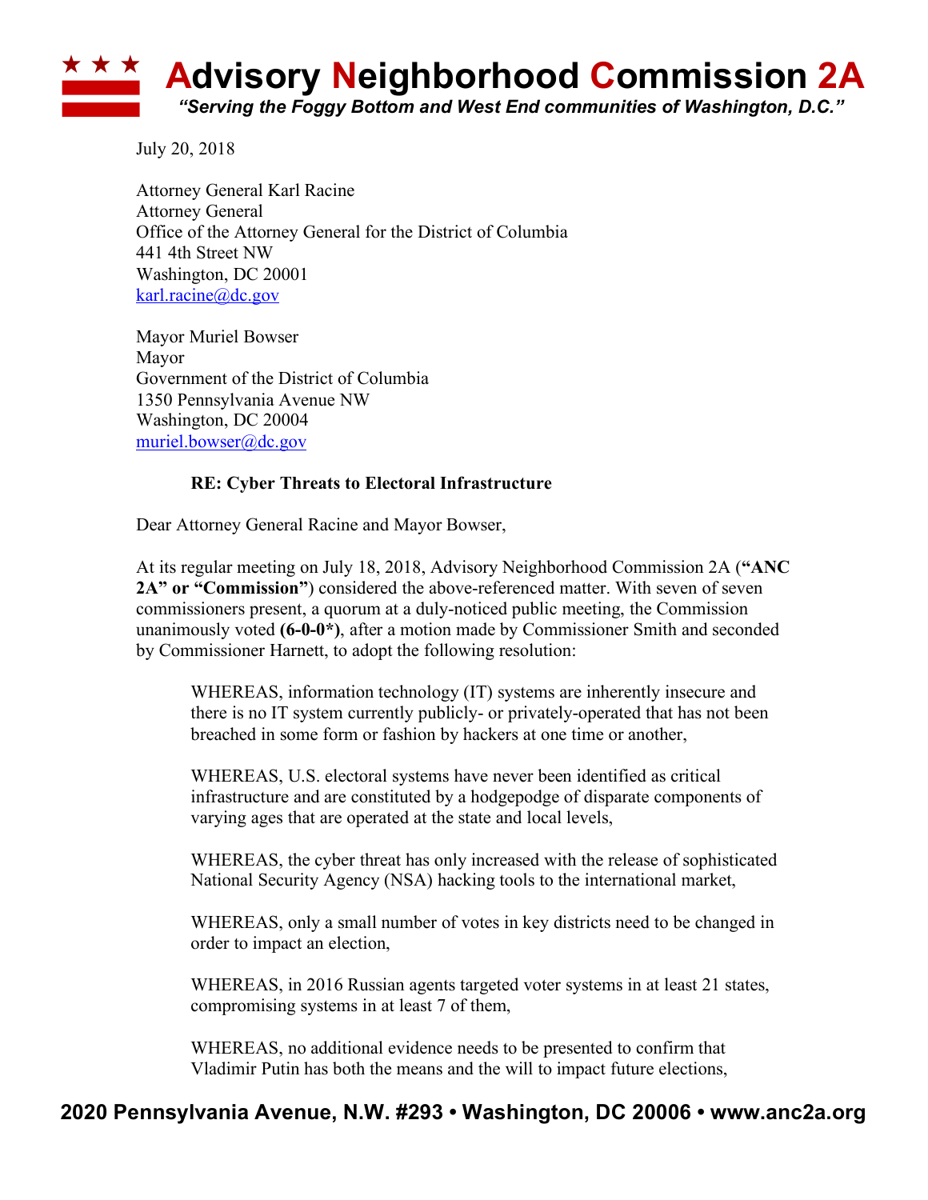# Advisory Neighborhood Commission 2A

*"Serving the Foggy Bottom and West End communities of Washington, D.C."*

July 20, 2018

Attorney General Karl Racine
Attorney General
Office of the Attorney General for the District of Columbia
441 4th Street NW
Washington, DC 20001
karl.racine@dc.gov

Mayor Muriel Bowser
Mayor
Government of the District of Columbia
1350 Pennsylvania Avenue NW
Washington, DC 20004
muriel.bowser@dc.gov

**RE: Cyber Threats to Electoral Infrastructure**

Dear Attorney General Racine and Mayor Bowser,

At its regular meeting on July 18, 2018, Advisory Neighborhood Commission 2A (**"ANC 2A" or "Commission"**) considered the above-referenced matter. With seven of seven commissioners present, a quorum at a duly-noticed public meeting, the Commission unanimously voted **(6-0-0*)**, after a motion made by Commissioner Smith and seconded by Commissioner Harnett, to adopt the following resolution:

> WHEREAS, information technology (IT) systems are inherently insecure and there is no IT system currently publicly- or privately-operated that has not been breached in some form or fashion by hackers at one time or another,
>
> WHEREAS, U.S. electoral systems have never been identified as critical infrastructure and are constituted by a hodgepodge of disparate components of varying ages that are operated at the state and local levels,
>
> WHEREAS, the cyber threat has only increased with the release of sophisticated National Security Agency (NSA) hacking tools to the international market,
>
> WHEREAS, only a small number of votes in key districts need to be changed in order to impact an election,
>
> WHEREAS, in 2016 Russian agents targeted voter systems in at least 21 states, compromising systems in at least 7 of them,
>
> WHEREAS, no additional evidence needs to be presented to confirm that Vladimir Putin has both the means and the will to impact future elections,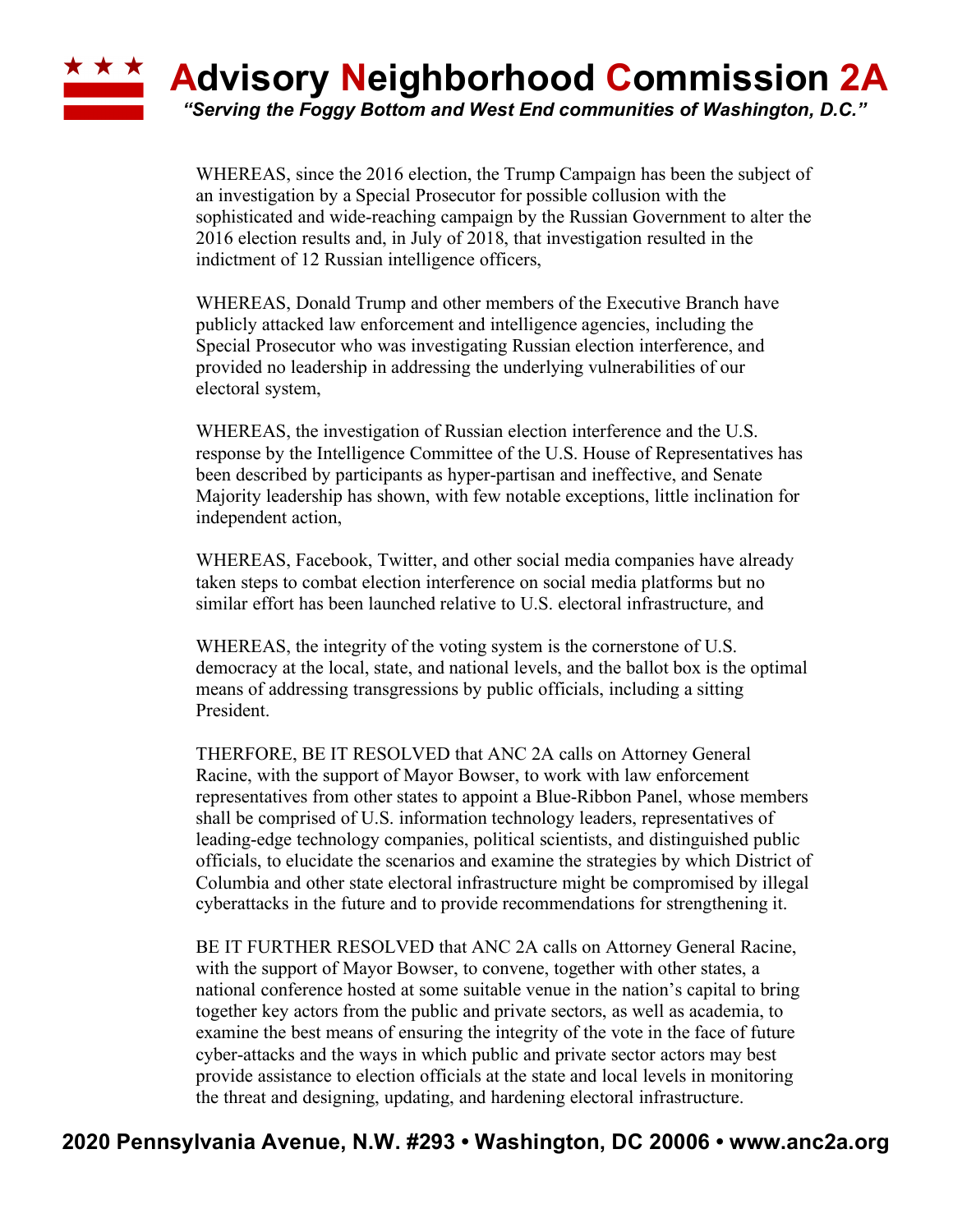WHEREAS, since the 2016 election, the Trump Campaign has been the subject of an investigation by a Special Prosecutor for possible collusion with the sophisticated and wide-reaching campaign by the Russian Government to alter the 2016 election results and, in July of 2018, that investigation resulted in the indictment of 12 Russian intelligence officers,

WHEREAS, Donald Trump and other members of the Executive Branch have publicly attacked law enforcement and intelligence agencies, including the Special Prosecutor who was investigating Russian election interference, and provided no leadership in addressing the underlying vulnerabilities of our electoral system,

WHEREAS, the investigation of Russian election interference and the U.S. response by the Intelligence Committee of the U.S. House of Representatives has been described by participants as hyper-partisan and ineffective, and Senate Majority leadership has shown, with few notable exceptions, little inclination for independent action,

WHEREAS, Facebook, Twitter, and other social media companies have already taken steps to combat election interference on social media platforms but no similar effort has been launched relative to U.S. electoral infrastructure, and

WHEREAS, the integrity of the voting system is the cornerstone of U.S. democracy at the local, state, and national levels, and the ballot box is the optimal means of addressing transgressions by public officials, including a sitting President.

THERFORE, BE IT RESOLVED that ANC 2A calls on Attorney General Racine, with the support of Mayor Bowser, to work with law enforcement representatives from other states to appoint a Blue-Ribbon Panel, whose members shall be comprised of U.S. information technology leaders, representatives of leading-edge technology companies, political scientists, and distinguished public officials, to elucidate the scenarios and examine the strategies by which District of Columbia and other state electoral infrastructure might be compromised by illegal cyberattacks in the future and to provide recommendations for strengthening it.

BE IT FURTHER RESOLVED that ANC 2A calls on Attorney General Racine, with the support of Mayor Bowser, to convene, together with other states, a national conference hosted at some suitable venue in the nation's capital to bring together key actors from the public and private sectors, as well as academia, to examine the best means of ensuring the integrity of the vote in the face of future cyber-attacks and the ways in which public and private sector actors may best provide assistance to election officials at the state and local levels in monitoring the threat and designing, updating, and hardening electoral infrastructure.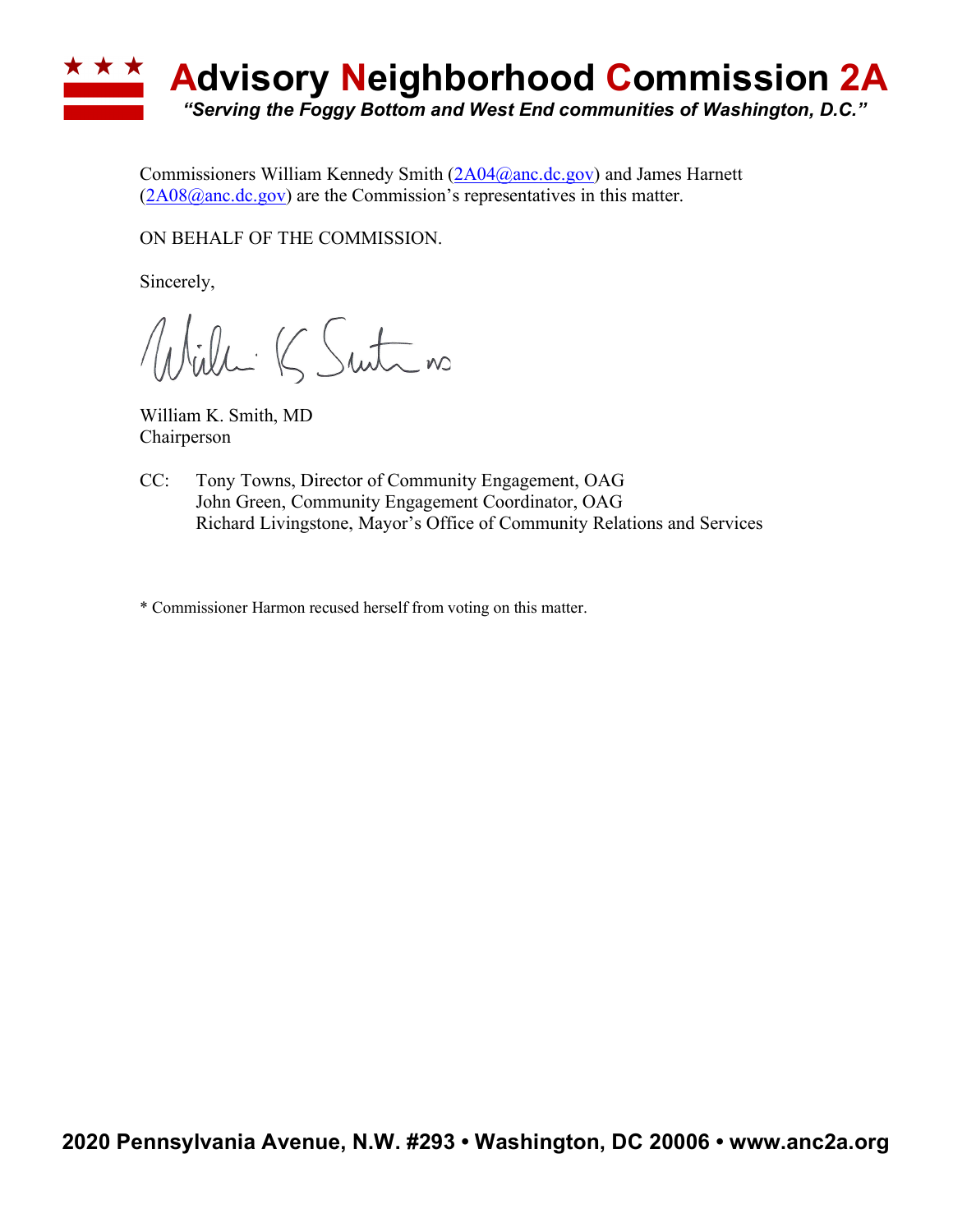Commissioners William Kennedy Smith (2A04@anc.dc.gov) and James Harnett (2A08@anc.dc.gov) are the Commission's representatives in this matter.

ON BEHALF OF THE COMMISSION.

Sincerely,

William K. Smith, MD
Chairperson

CC: Tony Towns, Director of Community Engagement, OAG
John Green, Community Engagement Coordinator, OAG
Richard Livingstone, Mayor's Office of Community Relations and Services

* Commissioner Harmon recused herself from voting on this matter.